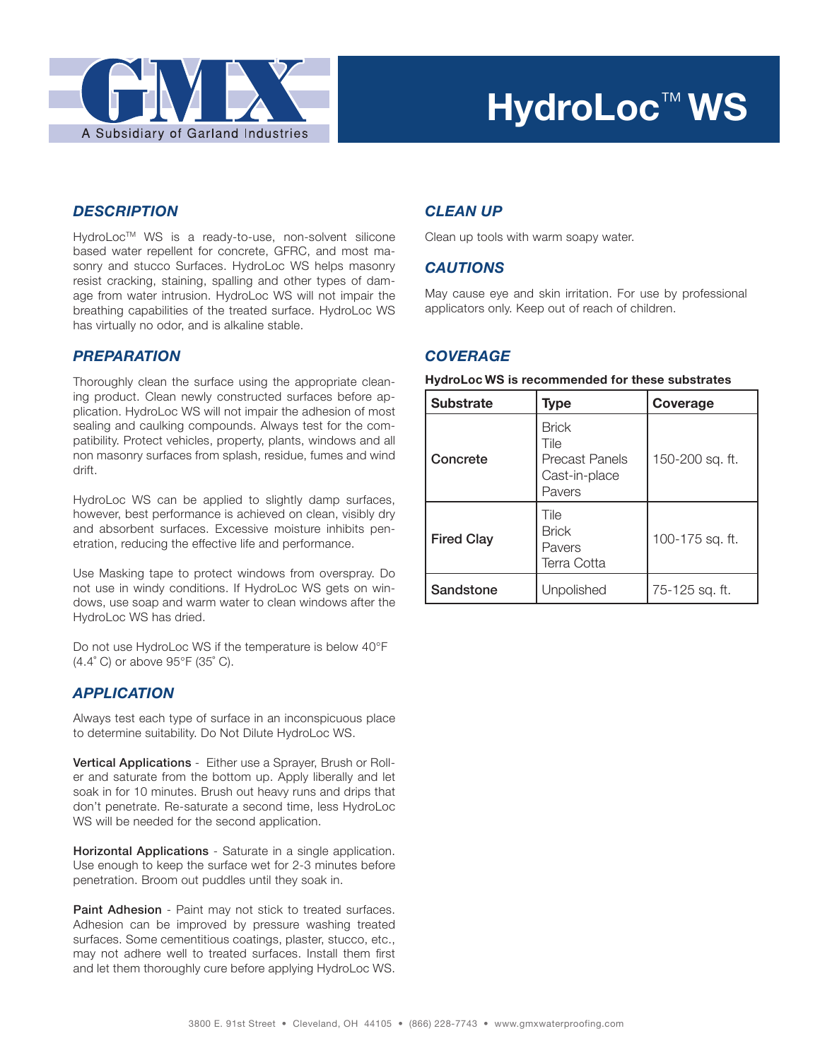GMX

A Subsidiary of Garland Industries

# HydroLoc™ WS

## DESCRIPTION

HydroLoc™ WS is a ready-to-use, non-solvent silicone based water repellent for concrete, GFRC, and most masonry and stucco Surfaces. HydroLoc WS helps masonry resist cracking, staining, spalling and other types of damage from water intrusion. HydroLoc WS will not impair the breathing capabilities of the treated surface. HydroLoc WS has virtually no odor, and is alkaline stable.

## PREPARATION

Thoroughly clean the surface using the appropriate cleaning product. Clean newly constructed surfaces before application. HydroLoc WS will not impair the adhesion of most sealing and caulking compounds. Always test for the compatibility. Protect vehicles, property, plants, windows and all non masonry surfaces from splash, residue, fumes and wind drift.

HydroLoc WS can be applied to slightly damp surfaces, however, best performance is achieved on clean, visibly dry and absorbent surfaces. Excessive moisture inhibits penetration, reducing the effective life and performance.

Use Masking tape to protect windows from overspray. Do not use in windy conditions. If HydroLoc WS gets on windows, use soap and warm water to clean windows after the HydroLoc WS has dried.

Do not use HydroLoc WS if the temperature is below 40°F (4.4° C) or above 95°F (35° C).

## APPLICATION

Always test each type of surface in an inconspicuous place to determine suitability. Do Not Dilute HydroLoc WS.

**Vertical Applications** - Either use a Sprayer, Brush or Roller and saturate from the bottom up. Apply liberally and let soak in for 10 minutes. Brush out heavy runs and drips that don't penetrate. Re-saturate a second time, less HydroLoc WS will be needed for the second application.

**Horizontal Applications** - Saturate in a single application. Use enough to keep the surface wet for 2-3 minutes before penetration. Broom out puddles until they soak in.

**Paint Adhesion** - Paint may not stick to treated surfaces. Adhesion can be improved by pressure washing treated surfaces. Some cementitious coatings, plaster, stucco, etc., may not adhere well to treated surfaces. Install them first and let them thoroughly cure before applying HydroLoc WS.

## CLEAN UP

Clean up tools with warm soapy water.

## CAUTIONS

May cause eye and skin irritation. For use by professional applicators only. Keep out of reach of children.

## COVERAGE

**HydroLoc WS is recommended for these substrates**

| Substrate | Type | Coverage |
|---|---|---|
| **Concrete** | Brick<br>Tile<br>Precast Panels<br>Cast-in-place<br>Pavers | 150-200 sq. ft. |
| **Fired Clay** | Tile<br>Brick<br>Pavers<br>Terra Cotta | 100-175 sq. ft. |
| **Sandstone** | Unpolished | 75-125 sq. ft. |

3800 E. 91st Street • Cleveland, OH 44105 • (866) 228-7743 • www.gmxwaterproofing.com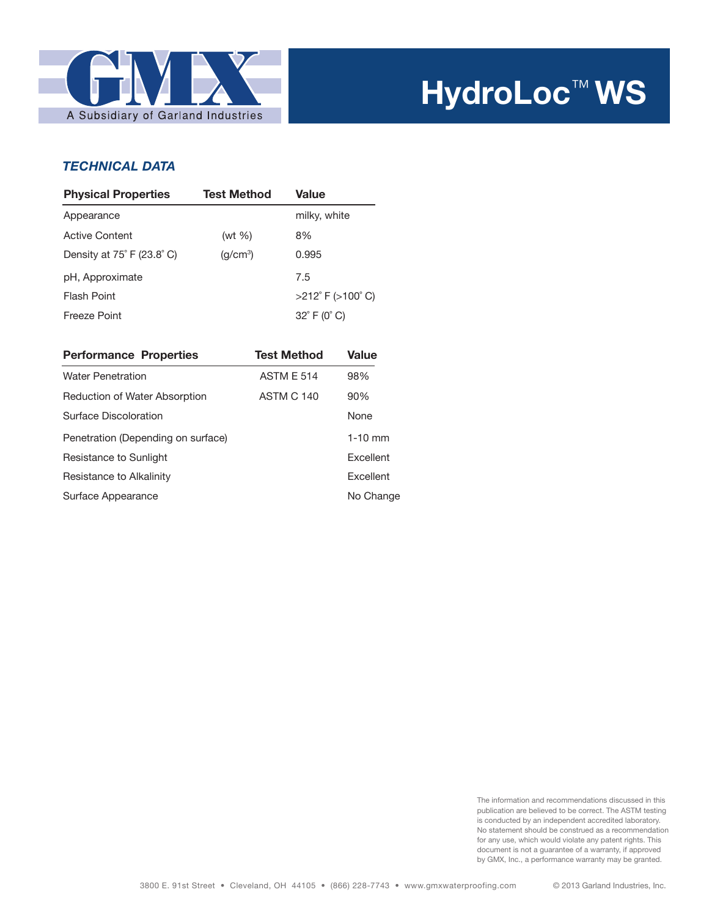# HydroLoc™ WS

GMX
A Subsidiary of Garland Industries

## TECHNICAL DATA

| Physical Properties | Test Method | Value |
| --- | --- | --- |
| Appearance | | milky, white |
| Active Content | (wt %) | 8% |
| Density at 75˚ F (23.8˚ C) | ($g/cm^3$) | 0.995 |
| pH, Approximate | | 7.5 |
| Flash Point | | >212˚ F (>100˚ C) |
| Freeze Point | | 32˚ F (0˚ C) |

| Performance Properties | Test Method | Value |
| --- | --- | --- |
| Water Penetration | ASTM E 514 | 98% |
| Reduction of Water Absorption | ASTM C 140 | 90% |
| Surface Discoloration | | None |
| Penetration (Depending on surface) | | 1-10 mm |
| Resistance to Sunlight | | Excellent |
| Resistance to Alkalinity | | Excellent |
| Surface Appearance | | No Change |

The information and recommendations discussed in this publication are believed to be correct. The ASTM testing is conducted by an independent accredited laboratory. No statement should be construed as a recommendation for any use, which would violate any patent rights. This document is not a guarantee of a warranty, if approved by GMX, Inc., a performance warranty may be granted.

3800 E. 91st Street • Cleveland, OH 44105 • (866) 228-7743 • www.gmxwaterproofing.com

© 2013 Garland Industries, Inc.